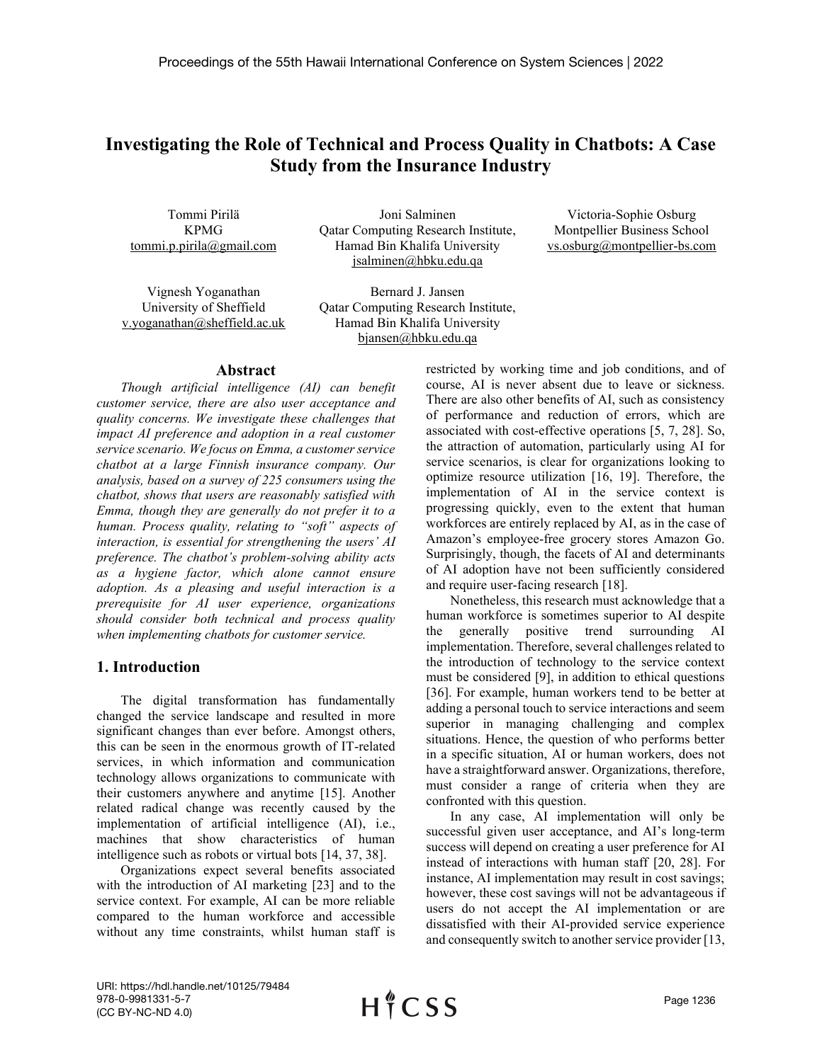# Investigating the Role of Technical and Process Quality in Chatbots: A Case Study from the Insurance Industry

Tommi Pirilä
KPMG
tommi.p.pirila@gmail.com

Joni Salminen
Qatar Computing Research Institute, Hamad Bin Khalifa University
jsalminen@hbku.edu.qa

Victoria-Sophie Osburg
Montpellier Business School
vs.osburg@montpellier-bs.com

Vignesh Yoganathan
University of Sheffield
v.yoganathan@sheffield.ac.uk

Bernard J. Jansen
Qatar Computing Research Institute, Hamad Bin Khalifa University
bjansen@hbku.edu.qa

## Abstract

*Though artificial intelligence (AI) can benefit customer service, there are also user acceptance and quality concerns. We investigate these challenges that impact AI preference and adoption in a real customer service scenario. We focus on Emma, a customer service chatbot at a large Finnish insurance company. Our analysis, based on a survey of 225 consumers using the chatbot, shows that users are reasonably satisfied with Emma, though they are generally do not prefer it to a human. Process quality, relating to "soft" aspects of interaction, is essential for strengthening the users' AI preference. The chatbot's problem-solving ability acts as a hygiene factor, which alone cannot ensure adoption. As a pleasing and useful interaction is a prerequisite for AI user experience, organizations should consider both technical and process quality when implementing chatbots for customer service.*

## 1. Introduction

The digital transformation has fundamentally changed the service landscape and resulted in more significant changes than ever before. Amongst others, this can be seen in the enormous growth of IT-related services, in which information and communication technology allows organizations to communicate with their customers anywhere and anytime [15]. Another related radical change was recently caused by the implementation of artificial intelligence (AI), i.e., machines that show characteristics of human intelligence such as robots or virtual bots [14, 37, 38].

Organizations expect several benefits associated with the introduction of AI marketing [23] and to the service context. For example, AI can be more reliable compared to the human workforce and accessible without any time constraints, whilst human staff is restricted by working time and job conditions, and of course, AI is never absent due to leave or sickness. There are also other benefits of AI, such as consistency of performance and reduction of errors, which are associated with cost-effective operations [5, 7, 28]. So, the attraction of automation, particularly using AI for service scenarios, is clear for organizations looking to optimize resource utilization [16, 19]. Therefore, the implementation of AI in the service context is progressing quickly, even to the extent that human workforces are entirely replaced by AI, as in the case of Amazon's employee-free grocery stores Amazon Go. Surprisingly, though, the facets of AI and determinants of AI adoption have not been sufficiently considered and require user-facing research [18].

Nonetheless, this research must acknowledge that a human workforce is sometimes superior to AI despite the generally positive trend surrounding AI implementation. Therefore, several challenges related to the introduction of technology to the service context must be considered [9], in addition to ethical questions [36]. For example, human workers tend to be better at adding a personal touch to service interactions and seem superior in managing challenging and complex situations. Hence, the question of who performs better in a specific situation, AI or human workers, does not have a straightforward answer. Organizations, therefore, must consider a range of criteria when they are confronted with this question.

In any case, AI implementation will only be successful given user acceptance, and AI's long-term success will depend on creating a user preference for AI instead of interactions with human staff [20, 28]. For instance, AI implementation may result in cost savings; however, these cost savings will not be advantageous if users do not accept the AI implementation or are dissatisfied with their AI-provided service experience and consequently switch to another service provider [13,

URI: https://hdl.handle.net/10125/79484
978-0-9981331-5-7
(CC BY-NC-ND 4.0)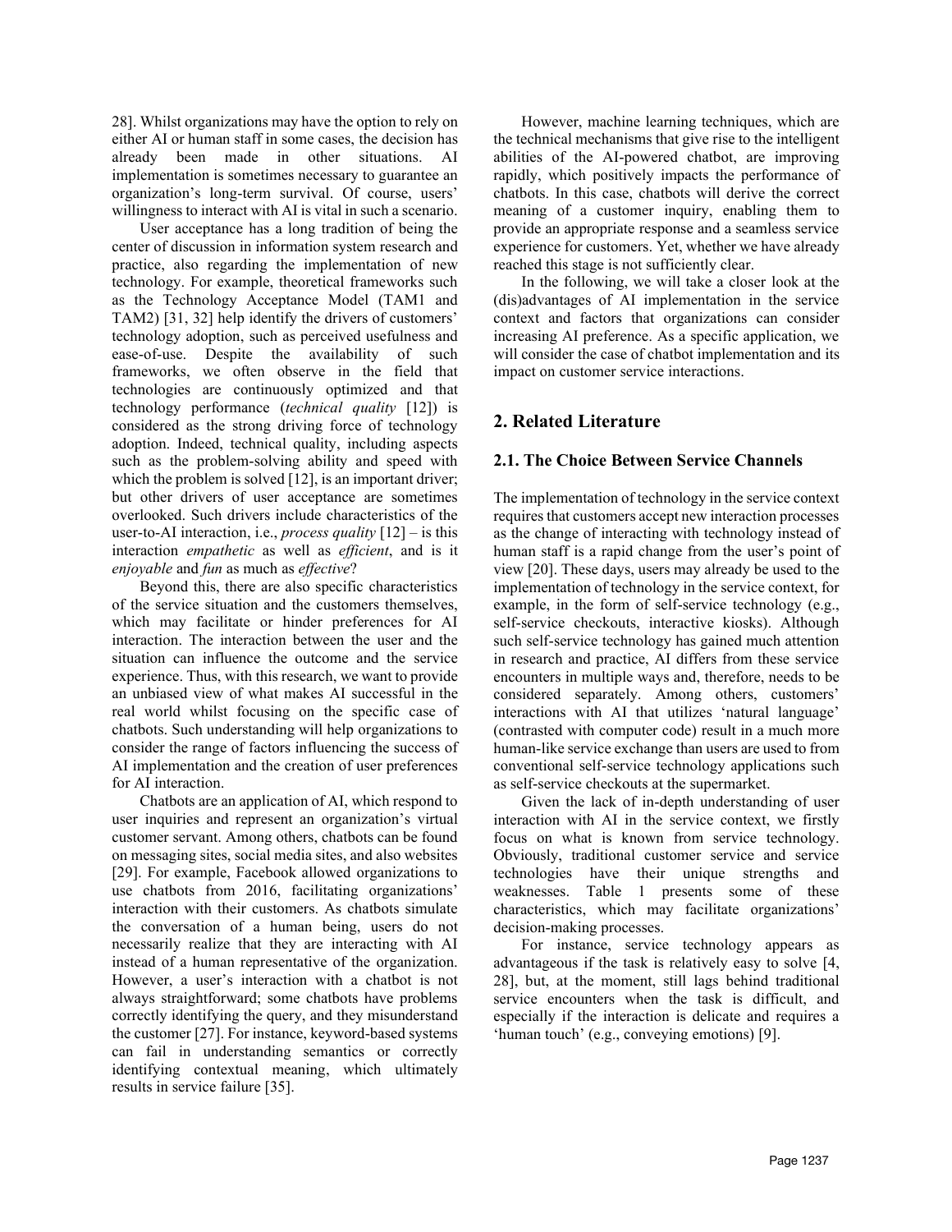28]. Whilst organizations may have the option to rely on either AI or human staff in some cases, the decision has already been made in other situations. AI implementation is sometimes necessary to guarantee an organization's long-term survival. Of course, users' willingness to interact with AI is vital in such a scenario.

User acceptance has a long tradition of being the center of discussion in information system research and practice, also regarding the implementation of new technology. For example, theoretical frameworks such as the Technology Acceptance Model (TAM1 and TAM2) [31, 32] help identify the drivers of customers' technology adoption, such as perceived usefulness and ease-of-use. Despite the availability of such frameworks, we often observe in the field that technologies are continuously optimized and that technology performance (*technical quality* [12]) is considered as the strong driving force of technology adoption. Indeed, technical quality, including aspects such as the problem-solving ability and speed with which the problem is solved [12], is an important driver; but other drivers of user acceptance are sometimes overlooked. Such drivers include characteristics of the user-to-AI interaction, i.e., *process quality* [12] – is this interaction *empathetic* as well as *efficient*, and is it *enjoyable* and *fun* as much as *effective*?

Beyond this, there are also specific characteristics of the service situation and the customers themselves, which may facilitate or hinder preferences for AI interaction. The interaction between the user and the situation can influence the outcome and the service experience. Thus, with this research, we want to provide an unbiased view of what makes AI successful in the real world whilst focusing on the specific case of chatbots. Such understanding will help organizations to consider the range of factors influencing the success of AI implementation and the creation of user preferences for AI interaction.

Chatbots are an application of AI, which respond to user inquiries and represent an organization's virtual customer servant. Among others, chatbots can be found on messaging sites, social media sites, and also websites [29]. For example, Facebook allowed organizations to use chatbots from 2016, facilitating organizations' interaction with their customers. As chatbots simulate the conversation of a human being, users do not necessarily realize that they are interacting with AI instead of a human representative of the organization. However, a user's interaction with a chatbot is not always straightforward; some chatbots have problems correctly identifying the query, and they misunderstand the customer [27]. For instance, keyword-based systems can fail in understanding semantics or correctly identifying contextual meaning, which ultimately results in service failure [35].

However, machine learning techniques, which are the technical mechanisms that give rise to the intelligent abilities of the AI-powered chatbot, are improving rapidly, which positively impacts the performance of chatbots. In this case, chatbots will derive the correct meaning of a customer inquiry, enabling them to provide an appropriate response and a seamless service experience for customers. Yet, whether we have already reached this stage is not sufficiently clear.

In the following, we will take a closer look at the (dis)advantages of AI implementation in the service context and factors that organizations can consider increasing AI preference. As a specific application, we will consider the case of chatbot implementation and its impact on customer service interactions.

## 2. Related Literature

### 2.1. The Choice Between Service Channels

The implementation of technology in the service context requires that customers accept new interaction processes as the change of interacting with technology instead of human staff is a rapid change from the user's point of view [20]. These days, users may already be used to the implementation of technology in the service context, for example, in the form of self-service technology (e.g., self-service checkouts, interactive kiosks). Although such self-service technology has gained much attention in research and practice, AI differs from these service encounters in multiple ways and, therefore, needs to be considered separately. Among others, customers' interactions with AI that utilizes 'natural language' (contrasted with computer code) result in a much more human-like service exchange than users are used to from conventional self-service technology applications such as self-service checkouts at the supermarket.

Given the lack of in-depth understanding of user interaction with AI in the service context, we firstly focus on what is known from service technology. Obviously, traditional customer service and service technologies have their unique strengths and weaknesses. Table 1 presents some of these characteristics, which may facilitate organizations' decision-making processes.

For instance, service technology appears as advantageous if the task is relatively easy to solve [4, 28], but, at the moment, still lags behind traditional service encounters when the task is difficult, and especially if the interaction is delicate and requires a 'human touch' (e.g., conveying emotions) [9].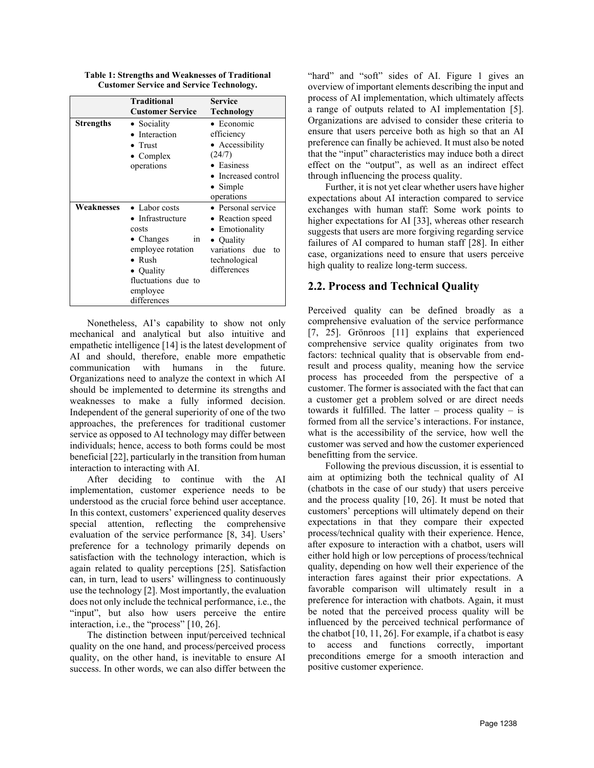**Table 1: Strengths and Weaknesses of Traditional Customer Service and Service Technology.**

| | Traditional Customer Service | Service Technology |
|---|---|---|
| **Strengths** | • Sociality<br>• Interaction<br>• Trust<br>• Complex operations | • Economic efficiency<br>• Accessibility (24/7)<br>• Easiness<br>• Increased control<br>• Simple operations |
| **Weaknesses** | • Labor costs<br>• Infrastructure costs<br>• Changes in employee rotation<br>• Rush<br>• Quality fluctuations due to employee differences | • Personal service<br>• Reaction speed<br>• Emotionality<br>• Quality variations due to technological differences |

Nonetheless, AI's capability to show not only mechanical and analytical but also intuitive and empathetic intelligence [14] is the latest development of AI and should, therefore, enable more empathetic communication with humans in the future. Organizations need to analyze the context in which AI should be implemented to determine its strengths and weaknesses to make a fully informed decision. Independent of the general superiority of one of the two approaches, the preferences for traditional customer service as opposed to AI technology may differ between individuals; hence, access to both forms could be most beneficial [22], particularly in the transition from human interaction to interacting with AI.

After deciding to continue with the AI implementation, customer experience needs to be understood as the crucial force behind user acceptance. In this context, customers' experienced quality deserves special attention, reflecting the comprehensive evaluation of the service performance [8, 34]. Users' preference for a technology primarily depends on satisfaction with the technology interaction, which is again related to quality perceptions [25]. Satisfaction can, in turn, lead to users' willingness to continuously use the technology [2]. Most importantly, the evaluation does not only include the technical performance, i.e., the "input", but also how users perceive the entire interaction, i.e., the "process" [10, 26].

The distinction between input/perceived technical quality on the one hand, and process/perceived process quality, on the other hand, is inevitable to ensure AI success. In other words, we can also differ between the "hard" and "soft" sides of AI. Figure 1 gives an overview of important elements describing the input and process of AI implementation, which ultimately affects a range of outputs related to AI implementation [5]. Organizations are advised to consider these criteria to ensure that users perceive both as high so that an AI preference can finally be achieved. It must also be noted that the "input" characteristics may induce both a direct effect on the "output", as well as an indirect effect through influencing the process quality.

Further, it is not yet clear whether users have higher expectations about AI interaction compared to service exchanges with human staff: Some work points to higher expectations for AI [33], whereas other research suggests that users are more forgiving regarding service failures of AI compared to human staff [28]. In either case, organizations need to ensure that users perceive high quality to realize long-term success.

## 2.2. Process and Technical Quality

Perceived quality can be defined broadly as a comprehensive evaluation of the service performance [7, 25]. Grönroos [11] explains that experienced comprehensive service quality originates from two factors: technical quality that is observable from end-result and process quality, meaning how the service process has proceeded from the perspective of a customer. The former is associated with the fact that can a customer get a problem solved or are direct needs towards it fulfilled. The latter – process quality – is formed from all the service's interactions. For instance, what is the accessibility of the service, how well the customer was served and how the customer experienced benefitting from the service.

Following the previous discussion, it is essential to aim at optimizing both the technical quality of AI (chatbots in the case of our study) that users perceive and the process quality [10, 26]. It must be noted that customers' perceptions will ultimately depend on their expectations in that they compare their expected process/technical quality with their experience. Hence, after exposure to interaction with a chatbot, users will either hold high or low perceptions of process/technical quality, depending on how well their experience of the interaction fares against their prior expectations. A favorable comparison will ultimately result in a preference for interaction with chatbots. Again, it must be noted that the perceived process quality will be influenced by the perceived technical performance of the chatbot [10, 11, 26]. For example, if a chatbot is easy to access and functions correctly, important preconditions emerge for a smooth interaction and positive customer experience.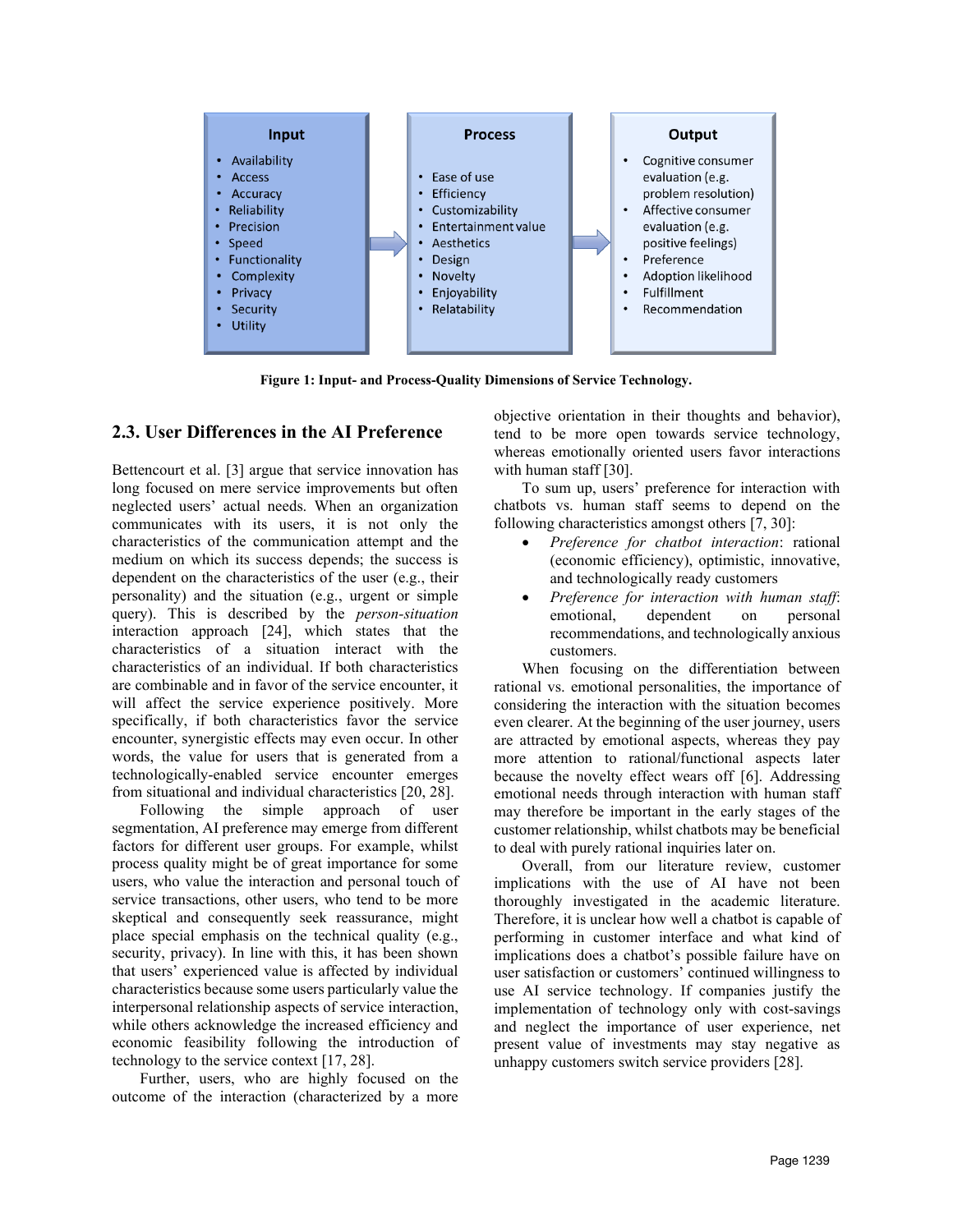**Input**

- Availability
- Access
- Accuracy
- Reliability
- Precision
- Speed
- Functionality
- Complexity
- Privacy
- Security
- Utility

**Process**

- Ease of use
- Efficiency
- Customizability
- Entertainment value
- Aesthetics
- Design
- Novelty
- Enjoyability
- Relatability

**Output**

- Cognitive consumer evaluation (e.g. problem resolution)
- Affective consumer evaluation (e.g. positive feelings)
- Preference
- Adoption likelihood
- Fulfillment
- Recommendation

**Figure 1: Input- and Process-Quality Dimensions of Service Technology.**

## 2.3. User Differences in the AI Preference

Bettencourt et al. [3] argue that service innovation has long focused on mere service improvements but often neglected users' actual needs. When an organization communicates with its users, it is not only the characteristics of the communication attempt and the medium on which its success depends; the success is dependent on the characteristics of the user (e.g., their personality) and the situation (e.g., urgent or simple query). This is described by the *person-situation* interaction approach [24], which states that the characteristics of a situation interact with the characteristics of an individual. If both characteristics are combinable and in favor of the service encounter, it will affect the service experience positively. More specifically, if both characteristics favor the service encounter, synergistic effects may even occur. In other words, the value for users that is generated from a technologically-enabled service encounter emerges from situational and individual characteristics [20, 28].

Following the simple approach of user segmentation, AI preference may emerge from different factors for different user groups. For example, whilst process quality might be of great importance for some users, who value the interaction and personal touch of service transactions, other users, who tend to be more skeptical and consequently seek reassurance, might place special emphasis on the technical quality (e.g., security, privacy). In line with this, it has been shown that users' experienced value is affected by individual characteristics because some users particularly value the interpersonal relationship aspects of service interaction, while others acknowledge the increased efficiency and economic feasibility following the introduction of technology to the service context [17, 28].

Further, users, who are highly focused on the outcome of the interaction (characterized by a more objective orientation in their thoughts and behavior), tend to be more open towards service technology, whereas emotionally oriented users favor interactions with human staff [30].

To sum up, users' preference for interaction with chatbots vs. human staff seems to depend on the following characteristics amongst others [7, 30]:

- *Preference for chatbot interaction*: rational (economic efficiency), optimistic, innovative, and technologically ready customers
- *Preference for interaction with human staff*: emotional, dependent on personal recommendations, and technologically anxious customers.

When focusing on the differentiation between rational vs. emotional personalities, the importance of considering the interaction with the situation becomes even clearer. At the beginning of the user journey, users are attracted by emotional aspects, whereas they pay more attention to rational/functional aspects later because the novelty effect wears off [6]. Addressing emotional needs through interaction with human staff may therefore be important in the early stages of the customer relationship, whilst chatbots may be beneficial to deal with purely rational inquiries later on.

Overall, from our literature review, customer implications with the use of AI have not been thoroughly investigated in the academic literature. Therefore, it is unclear how well a chatbot is capable of performing in customer interface and what kind of implications does a chatbot's possible failure have on user satisfaction or customers' continued willingness to use AI service technology. If companies justify the implementation of technology only with cost-savings and neglect the importance of user experience, net present value of investments may stay negative as unhappy customers switch service providers [28].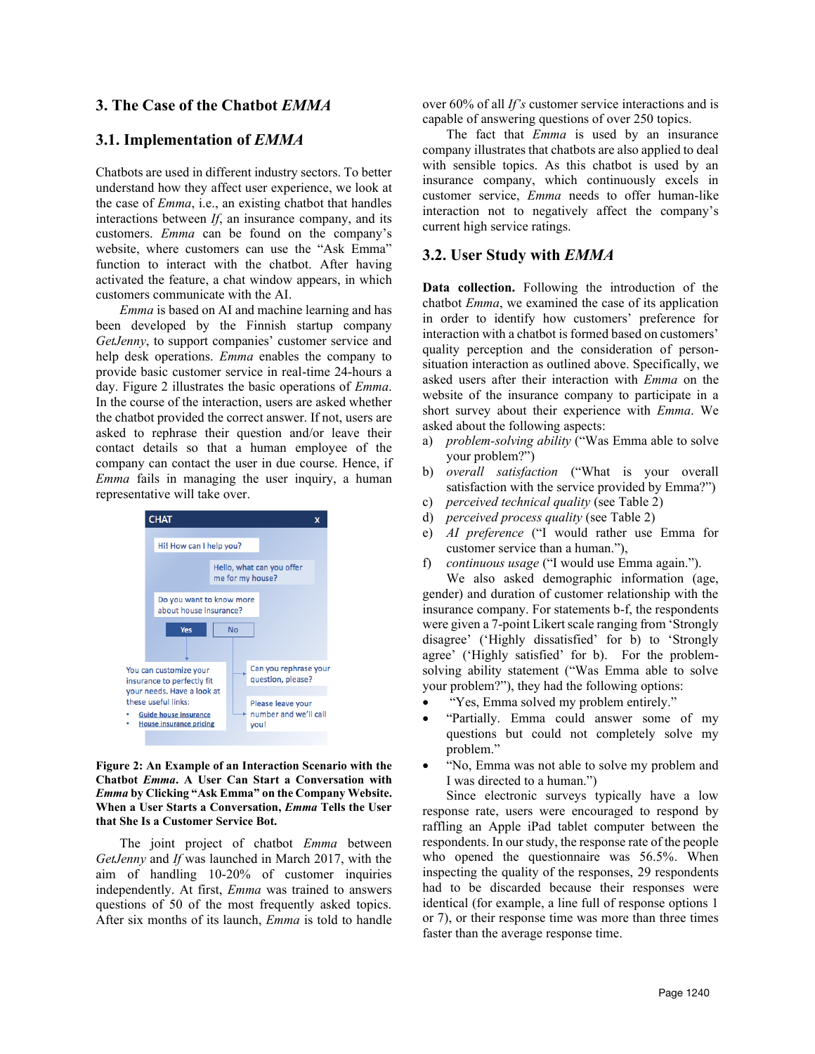## 3. The Case of the Chatbot *EMMA*

### 3.1. Implementation of *EMMA*

Chatbots are used in different industry sectors. To better understand how they affect user experience, we look at the case of *Emma*, i.e., an existing chatbot that handles interactions between *If*, an insurance company, and its customers. *Emma* can be found on the company's website, where customers can use the "Ask Emma" function to interact with the chatbot. After having activated the feature, a chat window appears, in which customers communicate with the AI.

*Emma* is based on AI and machine learning and has been developed by the Finnish startup company *GetJenny*, to support companies' customer service and help desk operations. *Emma* enables the company to provide basic customer service in real-time 24-hours a day. Figure 2 illustrates the basic operations of *Emma*. In the course of the interaction, users are asked whether the chatbot provided the correct answer. If not, users are asked to rephrase their question and/or leave their contact details so that a human employee of the company can contact the user in due course. Hence, if *Emma* fails in managing the user inquiry, a human representative will take over.

**Figure 2: An Example of an Interaction Scenario with the Chatbot *Emma*. A User Can Start a Conversation with *Emma* by Clicking "Ask Emma" on the Company Website. When a User Starts a Conversation, *Emma* Tells the User that She Is a Customer Service Bot.**

The joint project of chatbot *Emma* between *GetJenny* and *If* was launched in March 2017, with the aim of handling 10-20% of customer inquiries independently. At first, *Emma* was trained to answers questions of 50 of the most frequently asked topics. After six months of its launch, *Emma* is told to handle over 60% of all *If's* customer service interactions and is capable of answering questions of over 250 topics.

The fact that *Emma* is used by an insurance company illustrates that chatbots are also applied to deal with sensible topics. As this chatbot is used by an insurance company, which continuously excels in customer service, *Emma* needs to offer human-like interaction not to negatively affect the company's current high service ratings.

### 3.2. User Study with *EMMA*

**Data collection.** Following the introduction of the chatbot *Emma*, we examined the case of its application in order to identify how customers' preference for interaction with a chatbot is formed based on customers' quality perception and the consideration of person-situation interaction as outlined above. Specifically, we asked users after their interaction with *Emma* on the website of the insurance company to participate in a short survey about their experience with *Emma*. We asked about the following aspects:

a) *problem-solving ability* ("Was Emma able to solve your problem?")
b) *overall satisfaction* ("What is your overall satisfaction with the service provided by Emma?")
c) *perceived technical quality* (see Table 2)
d) *perceived process quality* (see Table 2)
e) *AI preference* ("I would rather use Emma for customer service than a human."),
f) *continuous usage* ("I would use Emma again.").

We also asked demographic information (age, gender) and duration of customer relationship with the insurance company. For statements b-f, the respondents were given a 7-point Likert scale ranging from 'Strongly disagree' ('Highly dissatisfied' for b) to 'Strongly agree' ('Highly satisfied' for b). For the problem-solving ability statement ("Was Emma able to solve your problem?"), they had the following options:

- "Yes, Emma solved my problem entirely."
- "Partially. Emma could answer some of my questions but could not completely solve my problem."
- "No, Emma was not able to solve my problem and I was directed to a human.")

Since electronic surveys typically have a low response rate, users were encouraged to respond by raffling an Apple iPad tablet computer between the respondents. In our study, the response rate of the people who opened the questionnaire was 56.5%. When inspecting the quality of the responses, 29 respondents had to be discarded because their responses were identical (for example, a line full of response options 1 or 7), or their response time was more than three times faster than the average response time.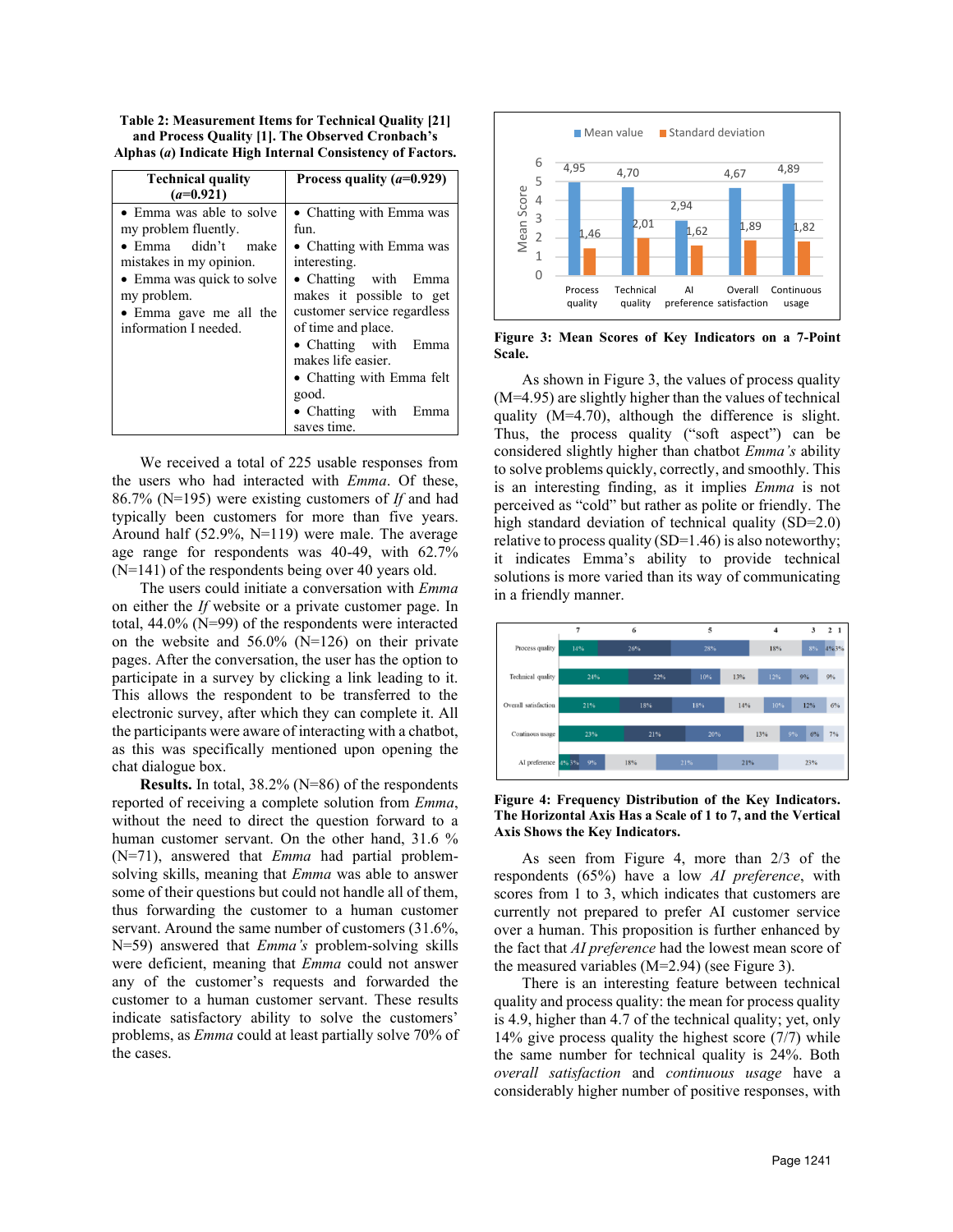**Table 2: Measurement Items for Technical Quality [21] and Process Quality [1]. The Observed Cronbach's Alphas (*a*) Indicate High Internal Consistency of Factors.**

| Technical quality (*a*=0.921) | Process quality (*a*=0.929) |
|---|---|
| • Emma was able to solve my problem fluently.<br>• Emma didn't make mistakes in my opinion.<br>• Emma was quick to solve my problem.<br>• Emma gave me all the information I needed. | • Chatting with Emma was fun.<br>• Chatting with Emma was interesting.<br>• Chatting with Emma makes it possible to get customer service regardless of time and place.<br>• Chatting with Emma makes life easier.<br>• Chatting with Emma felt good.<br>• Chatting with Emma saves time. |

We received a total of 225 usable responses from the users who had interacted with *Emma*. Of these, 86.7% (N=195) were existing customers of *If* and had typically been customers for more than five years. Around half (52.9%, N=119) were male. The average age range for respondents was 40-49, with 62.7% (N=141) of the respondents being over 40 years old.

The users could initiate a conversation with *Emma* on either the *If* website or a private customer page. In total, 44.0% (N=99) of the respondents were interacted on the website and 56.0% (N=126) on their private pages. After the conversation, the user has the option to participate in a survey by clicking a link leading to it. This allows the respondent to be transferred to the electronic survey, after which they can complete it. All the participants were aware of interacting with a chatbot, as this was specifically mentioned upon opening the chat dialogue box.

**Results.** In total, 38.2% (N=86) of the respondents reported of receiving a complete solution from *Emma*, without the need to direct the question forward to a human customer servant. On the other hand, 31.6 % (N=71), answered that *Emma* had partial problem-solving skills, meaning that *Emma* was able to answer some of their questions but could not handle all of them, thus forwarding the customer to a human customer servant. Around the same number of customers (31.6%, N=59) answered that *Emma's* problem-solving skills were deficient, meaning that *Emma* could not answer any of the customer's requests and forwarded the customer to a human customer servant. These results indicate satisfactory ability to solve the customers' problems, as *Emma* could at least partially solve 70% of the cases.

| | Process quality | Technical quality | AI preference | Overall satisfaction | Continuous usage |
|---|---|---|---|---|---|
| Mean value | 4,95 | 4,70 | 2,94 | 4,67 | 4,89 |
| Standard deviation | 1,46 | 2,01 | 1,62 | 1,89 | 1,82 |

**Figure 3: Mean Scores of Key Indicators on a 7-Point Scale.**

As shown in Figure 3, the values of process quality (M=4.95) are slightly higher than the values of technical quality (M=4.70), although the difference is slight. Thus, the process quality ("soft aspect") can be considered slightly higher than chatbot *Emma's* ability to solve problems quickly, correctly, and smoothly. This is an interesting finding, as it implies *Emma* is not perceived as "cold" but rather as polite or friendly. The high standard deviation of technical quality (SD=2.0) relative to process quality (SD=1.46) is also noteworthy; it indicates Emma's ability to provide technical solutions is more varied than its way of communicating in a friendly manner.

| | 7 | 6 | 5 | 4 | 3 | 2 | 1 |
|---|---|---|---|---|---|---|---|
| Process quality | 14% | 26% | 28% | 18% | 8% | 4% | 3% |
| Technical quality | 24% | 22% | 10% | 13% | 12% | 9% | 9% |
| Overall satisfaction | 21% | 18% | 18% | 14% | 10% | 12% | 6% |
| Continuous usage | 23% | 21% | 20% | 13% | 9% | 6% | 7% |
| AI preference | 4% | 3% | 9% | 18% | 21% | 21% | 23% |

**Figure 4: Frequency Distribution of the Key Indicators. The Horizontal Axis Has a Scale of 1 to 7, and the Vertical Axis Shows the Key Indicators.**

As seen from Figure 4, more than 2/3 of the respondents (65%) have a low *AI preference*, with scores from 1 to 3, which indicates that customers are currently not prepared to prefer AI customer service over a human. This proposition is further enhanced by the fact that *AI preference* had the lowest mean score of the measured variables (M=2.94) (see Figure 3).

There is an interesting feature between technical quality and process quality: the mean for process quality is 4.9, higher than 4.7 of the technical quality; yet, only 14% give process quality the highest score (7/7) while the same number for technical quality is 24%. Both *overall satisfaction* and *continuous usage* have a considerably higher number of positive responses, with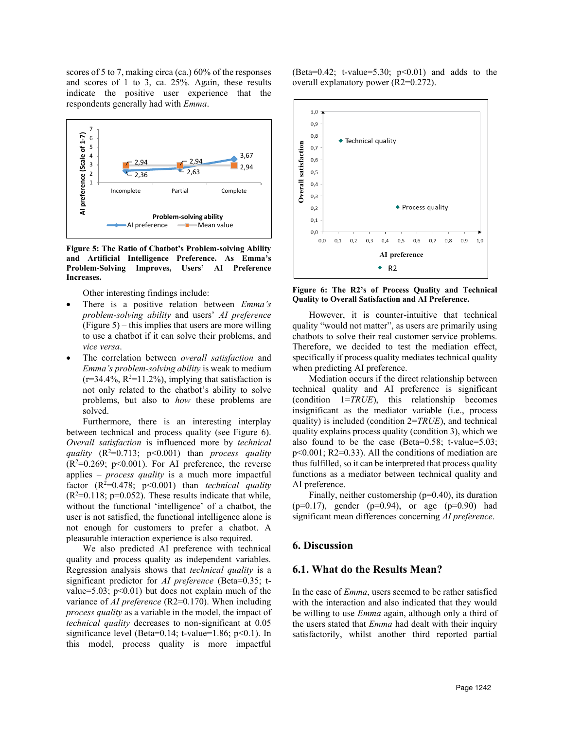scores of 5 to 7, making circa (ca.) 60% of the responses and scores of 1 to 3, ca. 25%. Again, these results indicate the positive user experience that the respondents generally had with *Emma*.

**Figure 5: The Ratio of Chatbot's Problem-solving Ability and Artificial Intelligence Preference. As Emma's Problem-Solving Improves, Users' AI Preference Increases.**

Other interesting findings include:

- There is a positive relation between *Emma's problem-solving ability* and users' *AI preference* (Figure 5) – this implies that users are more willing to use a chatbot if it can solve their problems, and *vice versa*.
- The correlation between *overall satisfaction* and *Emma's problem-solving ability* is weak to medium (r=34.4%, $R^2$=11.2%), implying that satisfaction is not only related to the chatbot's ability to solve problems, but also to *how* these problems are solved.

Furthermore, there is an interesting interplay between technical and process quality (see Figure 6). *Overall satisfaction* is influenced more by *technical quality* ($R^2$=0.713; $p<0.001$) than *process quality* ($R^2$=0.269; $p<0.001$). For AI preference, the reverse applies – *process quality* is a much more impactful factor ($R^2$=0.478; $p<0.001$) than *technical quality* ($R^2$=0.118; p=0.052). These results indicate that while, without the functional 'intelligence' of a chatbot, the user is not satisfied, the functional intelligence alone is not enough for customers to prefer a chatbot. A pleasurable interaction experience is also required.

We also predicted AI preference with technical quality and process quality as independent variables. Regression analysis shows that *technical quality* is a significant predictor for *AI preference* (Beta=0.35; t-value=5.03; $p<0.01$) but does not explain much of the variance of *AI preference* (R2=0.170). When including *process quality* as a variable in the model, the impact of *technical quality* decreases to non-significant at 0.05 significance level (Beta=0.14; t-value=1.86; $p<0.1$). In this model, process quality is more impactful (Beta=0.42; t-value=5.30; $p<0.01$) and adds to the overall explanatory power (R2=0.272).

**Figure 6: The R2's of Process Quality and Technical Quality to Overall Satisfaction and AI Preference.**

However, it is counter-intuitive that technical quality "would not matter", as users are primarily using chatbots to solve their real customer service problems. Therefore, we decided to test the mediation effect, specifically if process quality mediates technical quality when predicting AI preference.

Mediation occurs if the direct relationship between technical quality and AI preference is significant (condition 1=*TRUE*), this relationship becomes insignificant as the mediator variable (i.e., process quality) is included (condition 2=*TRUE*), and technical quality explains process quality (condition 3), which we also found to be the case (Beta=0.58; t-value=5.03; $p<0.001$; R2=0.33). All the conditions of mediation are thus fulfilled, so it can be interpreted that process quality functions as a mediator between technical quality and AI preference.

Finally, neither customership (p=0.40), its duration (p=0.17), gender (p=0.94), or age (p=0.90) had significant mean differences concerning *AI preference*.

## 6. Discussion

### 6.1. What do the Results Mean?

In the case of *Emma*, users seemed to be rather satisfied with the interaction and also indicated that they would be willing to use *Emma* again, although only a third of the users stated that *Emma* had dealt with their inquiry satisfactorily, whilst another third reported partial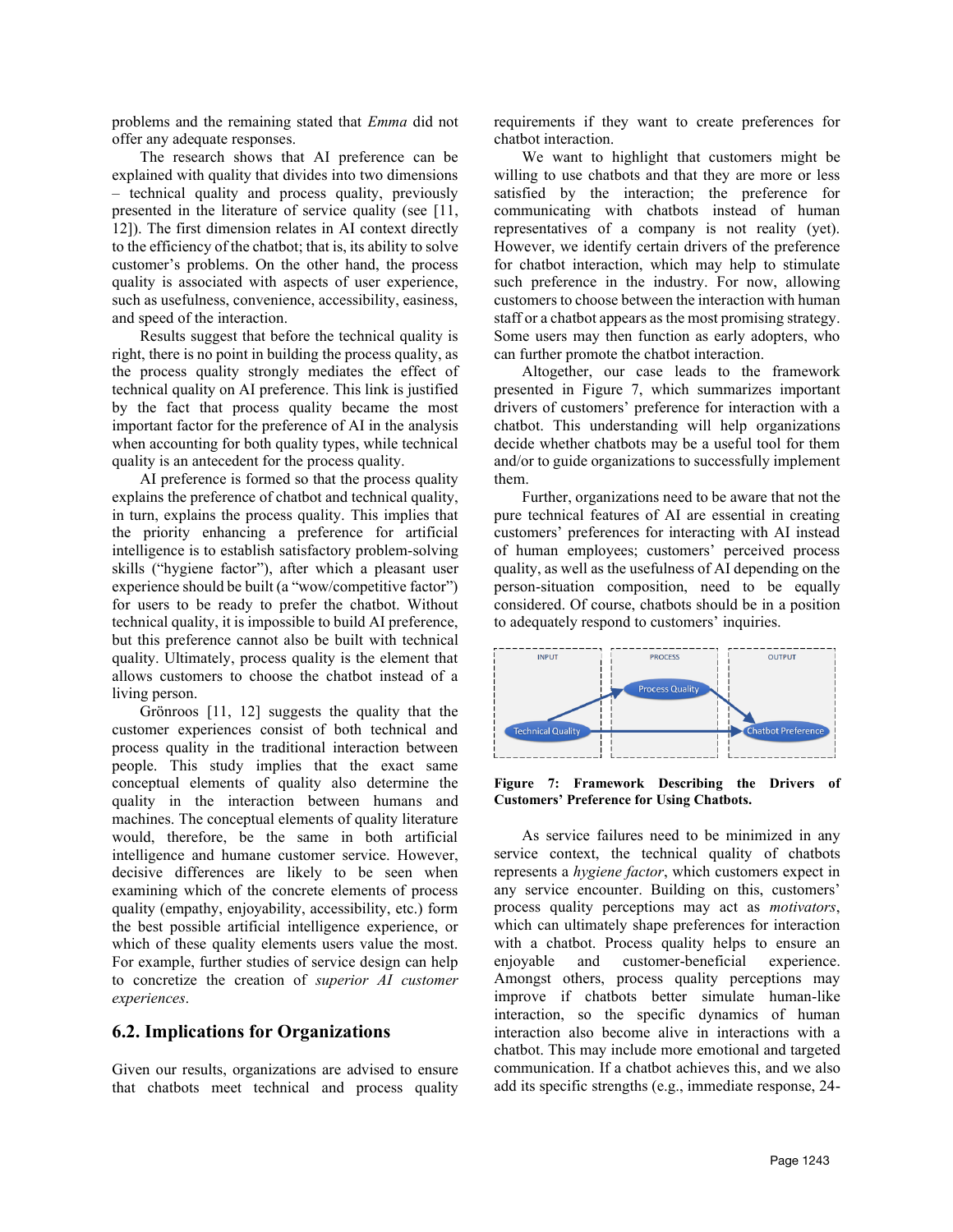problems and the remaining stated that *Emma* did not offer any adequate responses.

The research shows that AI preference can be explained with quality that divides into two dimensions – technical quality and process quality, previously presented in the literature of service quality (see [11, 12]). The first dimension relates in AI context directly to the efficiency of the chatbot; that is, its ability to solve customer's problems. On the other hand, the process quality is associated with aspects of user experience, such as usefulness, convenience, accessibility, easiness, and speed of the interaction.

Results suggest that before the technical quality is right, there is no point in building the process quality, as the process quality strongly mediates the effect of technical quality on AI preference. This link is justified by the fact that process quality became the most important factor for the preference of AI in the analysis when accounting for both quality types, while technical quality is an antecedent for the process quality.

AI preference is formed so that the process quality explains the preference of chatbot and technical quality, in turn, explains the process quality. This implies that the priority enhancing a preference for artificial intelligence is to establish satisfactory problem-solving skills ("hygiene factor"), after which a pleasant user experience should be built (a "wow/competitive factor") for users to be ready to prefer the chatbot. Without technical quality, it is impossible to build AI preference, but this preference cannot also be built with technical quality. Ultimately, process quality is the element that allows customers to choose the chatbot instead of a living person.

Grönroos [11, 12] suggests the quality that the customer experiences consist of both technical and process quality in the traditional interaction between people. This study implies that the exact same conceptual elements of quality also determine the quality in the interaction between humans and machines. The conceptual elements of quality literature would, therefore, be the same in both artificial intelligence and humane customer service. However, decisive differences are likely to be seen when examining which of the concrete elements of process quality (empathy, enjoyability, accessibility, etc.) form the best possible artificial intelligence experience, or which of these quality elements users value the most. For example, further studies of service design can help to concretize the creation of *superior AI customer experiences*.

## 6.2. Implications for Organizations

Given our results, organizations are advised to ensure that chatbots meet technical and process quality requirements if they want to create preferences for chatbot interaction.

We want to highlight that customers might be willing to use chatbots and that they are more or less satisfied by the interaction; the preference for communicating with chatbots instead of human representatives of a company is not reality (yet). However, we identify certain drivers of the preference for chatbot interaction, which may help to stimulate such preference in the industry. For now, allowing customers to choose between the interaction with human staff or a chatbot appears as the most promising strategy. Some users may then function as early adopters, who can further promote the chatbot interaction.

Altogether, our case leads to the framework presented in Figure 7, which summarizes important drivers of customers' preference for interaction with a chatbot. This understanding will help organizations decide whether chatbots may be a useful tool for them and/or to guide organizations to successfully implement them.

Further, organizations need to be aware that not the pure technical features of AI are essential in creating customers' preferences for interacting with AI instead of human employees; customers' perceived process quality, as well as the usefulness of AI depending on the person-situation composition, need to be equally considered. Of course, chatbots should be in a position to adequately respond to customers' inquiries.

INPUT | PROCESS | OUTPUT

Technical Quality → Process Quality → Chatbot Preference; Technical Quality → Chatbot Preference

**Figure 7: Framework Describing the Drivers of Customers' Preference for Using Chatbots.**

As service failures need to be minimized in any service context, the technical quality of chatbots represents a *hygiene factor*, which customers expect in any service encounter. Building on this, customers' process quality perceptions may act as *motivators*, which can ultimately shape preferences for interaction with a chatbot. Process quality helps to ensure an enjoyable and customer-beneficial experience. Amongst others, process quality perceptions may improve if chatbots better simulate human-like interaction, so the specific dynamics of human interaction also become alive in interactions with a chatbot. This may include more emotional and targeted communication. If a chatbot achieves this, and we also add its specific strengths (e.g., immediate response, 24-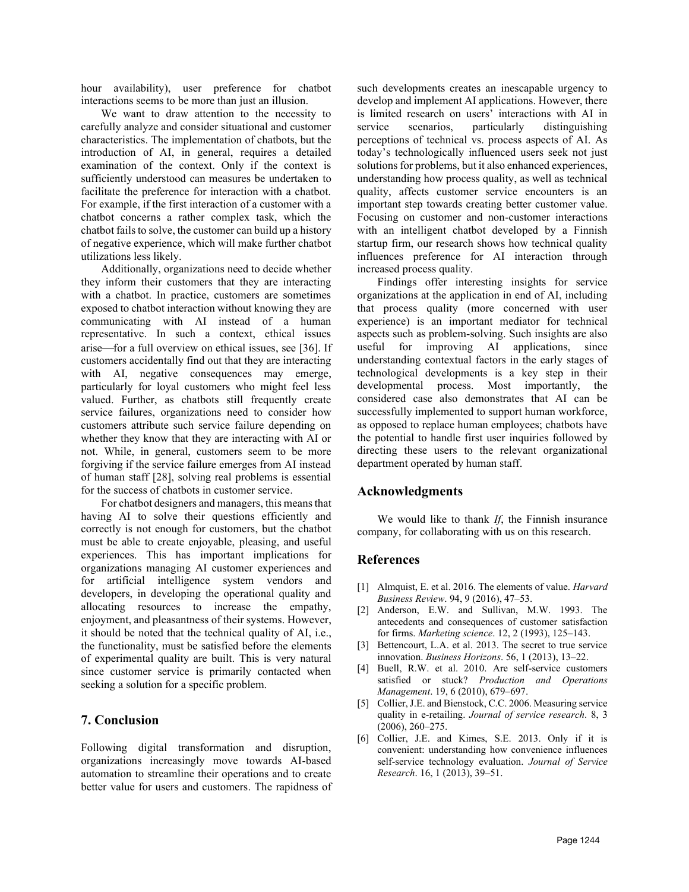hour availability), user preference for chatbot interactions seems to be more than just an illusion.

We want to draw attention to the necessity to carefully analyze and consider situational and customer characteristics. The implementation of chatbots, but the introduction of AI, in general, requires a detailed examination of the context. Only if the context is sufficiently understood can measures be undertaken to facilitate the preference for interaction with a chatbot. For example, if the first interaction of a customer with a chatbot concerns a rather complex task, which the chatbot fails to solve, the customer can build up a history of negative experience, which will make further chatbot utilizations less likely.

Additionally, organizations need to decide whether they inform their customers that they are interacting with a chatbot. In practice, customers are sometimes exposed to chatbot interaction without knowing they are communicating with AI instead of a human representative. In such a context, ethical issues arise—for a full overview on ethical issues, see [36]. If customers accidentally find out that they are interacting with AI, negative consequences may emerge, particularly for loyal customers who might feel less valued. Further, as chatbots still frequently create service failures, organizations need to consider how customers attribute such service failure depending on whether they know that they are interacting with AI or not. While, in general, customers seem to be more forgiving if the service failure emerges from AI instead of human staff [28], solving real problems is essential for the success of chatbots in customer service.

For chatbot designers and managers, this means that having AI to solve their questions efficiently and correctly is not enough for customers, but the chatbot must be able to create enjoyable, pleasing, and useful experiences. This has important implications for organizations managing AI customer experiences and for artificial intelligence system vendors and developers, in developing the operational quality and allocating resources to increase the empathy, enjoyment, and pleasantness of their systems. However, it should be noted that the technical quality of AI, i.e., the functionality, must be satisfied before the elements of experimental quality are built. This is very natural since customer service is primarily contacted when seeking a solution for a specific problem.

## 7. Conclusion

Following digital transformation and disruption, organizations increasingly move towards AI-based automation to streamline their operations and to create better value for users and customers. The rapidness of such developments creates an inescapable urgency to develop and implement AI applications. However, there is limited research on users' interactions with AI in service scenarios, particularly distinguishing perceptions of technical vs. process aspects of AI. As today's technologically influenced users seek not just solutions for problems, but it also enhanced experiences, understanding how process quality, as well as technical quality, affects customer service encounters is an important step towards creating better customer value. Focusing on customer and non-customer interactions with an intelligent chatbot developed by a Finnish startup firm, our research shows how technical quality influences preference for AI interaction through increased process quality.

Findings offer interesting insights for service organizations at the application in end of AI, including that process quality (more concerned with user experience) is an important mediator for technical aspects such as problem-solving. Such insights are also useful for improving AI applications, since understanding contextual factors in the early stages of technological developments is a key step in their developmental process. Most importantly, the considered case also demonstrates that AI can be successfully implemented to support human workforce, as opposed to replace human employees; chatbots have the potential to handle first user inquiries followed by directing these users to the relevant organizational department operated by human staff.

## Acknowledgments

We would like to thank *If*, the Finnish insurance company, for collaborating with us on this research.

## References

[1] Almquist, E. et al. 2016. The elements of value. *Harvard Business Review*. 94, 9 (2016), 47–53.

[2] Anderson, E.W. and Sullivan, M.W. 1993. The antecedents and consequences of customer satisfaction for firms. *Marketing science*. 12, 2 (1993), 125–143.

[3] Bettencourt, L.A. et al. 2013. The secret to true service innovation. *Business Horizons*. 56, 1 (2013), 13–22.

[4] Buell, R.W. et al. 2010. Are self-service customers satisfied or stuck? *Production and Operations Management*. 19, 6 (2010), 679–697.

[5] Collier, J.E. and Bienstock, C.C. 2006. Measuring service quality in e-retailing. *Journal of service research*. 8, 3 (2006), 260–275.

[6] Collier, J.E. and Kimes, S.E. 2013. Only if it is convenient: understanding how convenience influences self-service technology evaluation. *Journal of Service Research*. 16, 1 (2013), 39–51.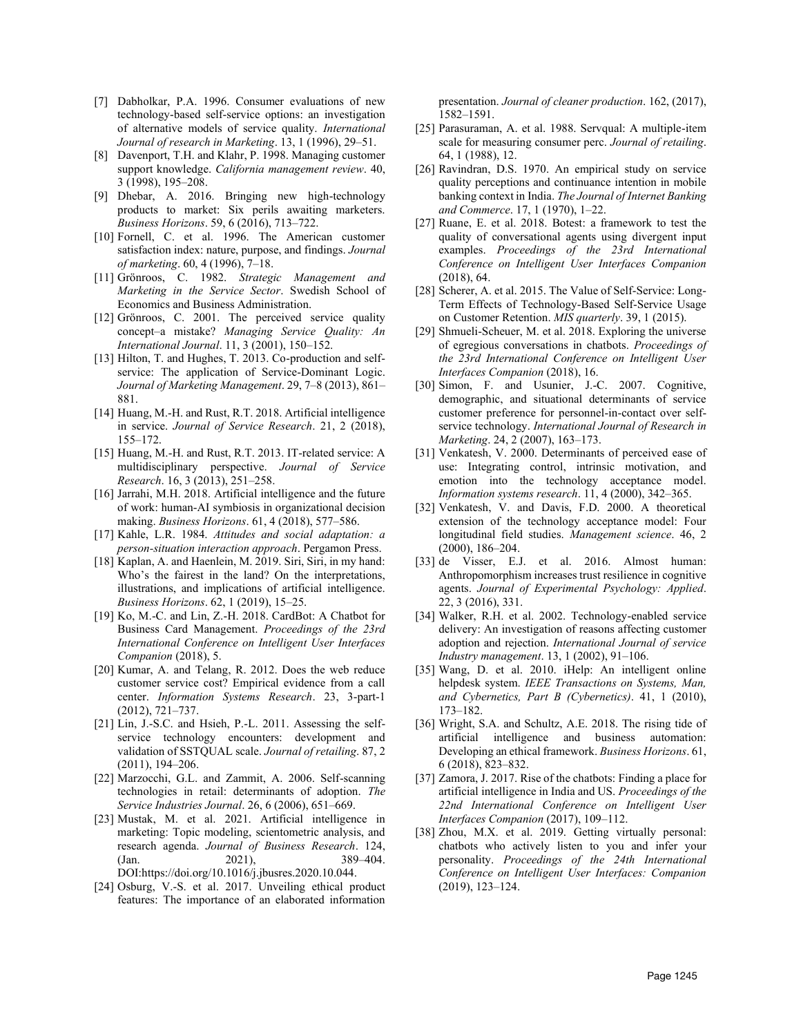[7] Dabholkar, P.A. 1996. Consumer evaluations of new technology-based self-service options: an investigation of alternative models of service quality. *International Journal of research in Marketing*. 13, 1 (1996), 29–51.

[8] Davenport, T.H. and Klahr, P. 1998. Managing customer support knowledge. *California management review*. 40, 3 (1998), 195–208.

[9] Dhebar, A. 2016. Bringing new high-technology products to market: Six perils awaiting marketers. *Business Horizons*. 59, 6 (2016), 713–722.

[10] Fornell, C. et al. 1996. The American customer satisfaction index: nature, purpose, and findings. *Journal of marketing*. 60, 4 (1996), 7–18.

[11] Grönroos, C. 1982. *Strategic Management and Marketing in the Service Sector*. Swedish School of Economics and Business Administration.

[12] Grönroos, C. 2001. The perceived service quality concept–a mistake? *Managing Service Quality: An International Journal*. 11, 3 (2001), 150–152.

[13] Hilton, T. and Hughes, T. 2013. Co-production and self-service: The application of Service-Dominant Logic. *Journal of Marketing Management*. 29, 7–8 (2013), 861–881.

[14] Huang, M.-H. and Rust, R.T. 2018. Artificial intelligence in service. *Journal of Service Research*. 21, 2 (2018), 155–172.

[15] Huang, M.-H. and Rust, R.T. 2013. IT-related service: A multidisciplinary perspective. *Journal of Service Research*. 16, 3 (2013), 251–258.

[16] Jarrahi, M.H. 2018. Artificial intelligence and the future of work: human-AI symbiosis in organizational decision making. *Business Horizons*. 61, 4 (2018), 577–586.

[17] Kahle, L.R. 1984. *Attitudes and social adaptation: a person-situation interaction approach*. Pergamon Press.

[18] Kaplan, A. and Haenlein, M. 2019. Siri, Siri, in my hand: Who's the fairest in the land? On the interpretations, illustrations, and implications of artificial intelligence. *Business Horizons*. 62, 1 (2019), 15–25.

[19] Ko, M.-C. and Lin, Z.-H. 2018. CardBot: A Chatbot for Business Card Management. *Proceedings of the 23rd International Conference on Intelligent User Interfaces Companion* (2018), 5.

[20] Kumar, A. and Telang, R. 2012. Does the web reduce customer service cost? Empirical evidence from a call center. *Information Systems Research*. 23, 3-part-1 (2012), 721–737.

[21] Lin, J.-S.C. and Hsieh, P.-L. 2011. Assessing the self-service technology encounters: development and validation of SSTQUAL scale. *Journal of retailing*. 87, 2 (2011), 194–206.

[22] Marzocchi, G.L. and Zammit, A. 2006. Self-scanning technologies in retail: determinants of adoption. *The Service Industries Journal*. 26, 6 (2006), 651–669.

[23] Mustak, M. et al. 2021. Artificial intelligence in marketing: Topic modeling, scientometric analysis, and research agenda. *Journal of Business Research*. 124, (Jan. 2021), 389–404. DOI:https://doi.org/10.1016/j.jbusres.2020.10.044.

[24] Osburg, V.-S. et al. 2017. Unveiling ethical product features: The importance of an elaborated information presentation. *Journal of cleaner production*. 162, (2017), 1582–1591.

[25] Parasuraman, A. et al. 1988. Servqual: A multiple-item scale for measuring consumer perc. *Journal of retailing*. 64, 1 (1988), 12.

[26] Ravindran, D.S. 1970. An empirical study on service quality perceptions and continuance intention in mobile banking context in India. *The Journal of Internet Banking and Commerce*. 17, 1 (1970), 1–22.

[27] Ruane, E. et al. 2018. Botest: a framework to test the quality of conversational agents using divergent input examples. *Proceedings of the 23rd International Conference on Intelligent User Interfaces Companion* (2018), 64.

[28] Scherer, A. et al. 2015. The Value of Self-Service: Long-Term Effects of Technology-Based Self-Service Usage on Customer Retention. *MIS quarterly*. 39, 1 (2015).

[29] Shmueli-Scheuer, M. et al. 2018. Exploring the universe of egregious conversations in chatbots. *Proceedings of the 23rd International Conference on Intelligent User Interfaces Companion* (2018), 16.

[30] Simon, F. and Usunier, J.-C. 2007. Cognitive, demographic, and situational determinants of service customer preference for personnel-in-contact over self-service technology. *International Journal of Research in Marketing*. 24, 2 (2007), 163–173.

[31] Venkatesh, V. 2000. Determinants of perceived ease of use: Integrating control, intrinsic motivation, and emotion into the technology acceptance model. *Information systems research*. 11, 4 (2000), 342–365.

[32] Venkatesh, V. and Davis, F.D. 2000. A theoretical extension of the technology acceptance model: Four longitudinal field studies. *Management science*. 46, 2 (2000), 186–204.

[33] de Visser, E.J. et al. 2016. Almost human: Anthropomorphism increases trust resilience in cognitive agents. *Journal of Experimental Psychology: Applied*. 22, 3 (2016), 331.

[34] Walker, R.H. et al. 2002. Technology-enabled service delivery: An investigation of reasons affecting customer adoption and rejection. *International Journal of service Industry management*. 13, 1 (2002), 91–106.

[35] Wang, D. et al. 2010. iHelp: An intelligent online helpdesk system. *IEEE Transactions on Systems, Man, and Cybernetics, Part B (Cybernetics)*. 41, 1 (2010), 173–182.

[36] Wright, S.A. and Schultz, A.E. 2018. The rising tide of artificial intelligence and business automation: Developing an ethical framework. *Business Horizons*. 61, 6 (2018), 823–832.

[37] Zamora, J. 2017. Rise of the chatbots: Finding a place for artificial intelligence in India and US. *Proceedings of the 22nd International Conference on Intelligent User Interfaces Companion* (2017), 109–112.

[38] Zhou, M.X. et al. 2019. Getting virtually personal: chatbots who actively listen to you and infer your personality. *Proceedings of the 24th International Conference on Intelligent User Interfaces: Companion* (2019), 123–124.